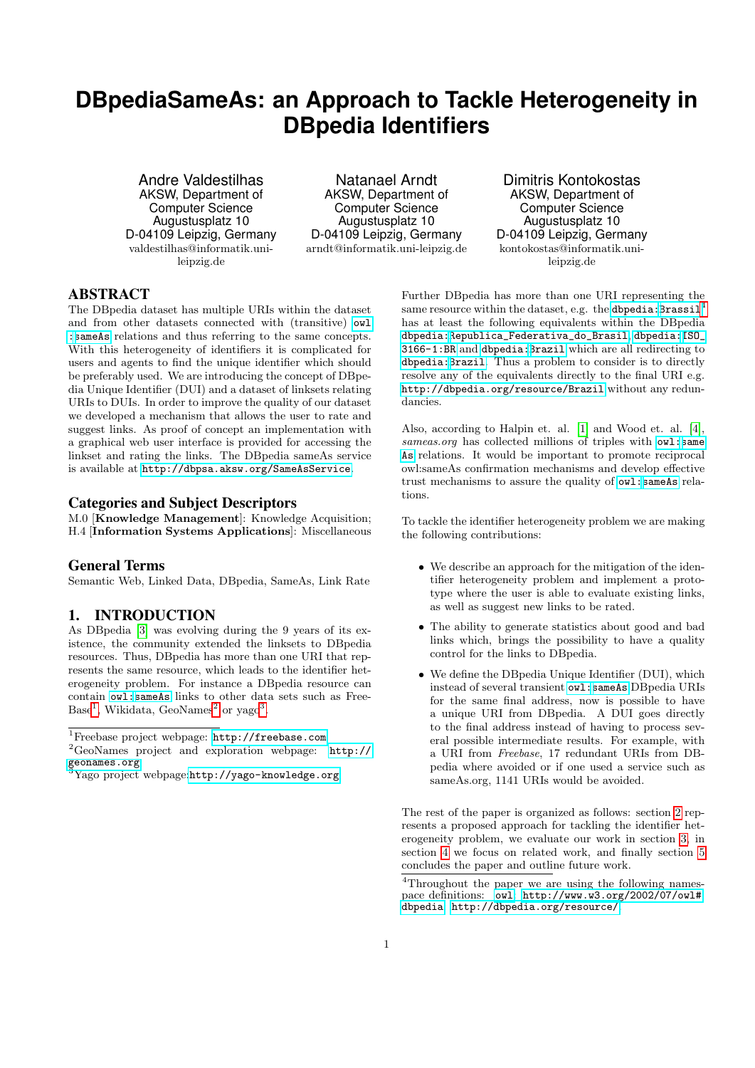# DBpediaSameAs: an Approach to Tackle Heterogeneity in DBpedia Identifiers

Andre Valdestilhas
AKSW, Department of Computer Science
Augustusplatz 10
D-04109 Leipzig, Germany
valdestilhas@informatik.uni-leipzig.de

Natanael Arndt
AKSW, Department of Computer Science
Augustusplatz 10
D-04109 Leipzig, Germany
arndt@informatik.uni-leipzig.de

Dimitris Kontokostas
AKSW, Department of Computer Science
Augustusplatz 10
D-04109 Leipzig, Germany
kontokostas@informatik.uni-leipzig.de

## ABSTRACT

The DBpedia dataset has multiple URIs within the dataset and from other datasets connected with (transitive) `owl:sameAs` relations and thus referring to the same concepts. With this heterogeneity of identifiers it is complicated for users and agents to find the unique identifier which should be preferably used. We are introducing the concept of DBpedia Unique Identifier (DUI) and a dataset of linksets relating URIs to DUIs. In order to improve the quality of our dataset we developed a mechanism that allows the user to rate and suggest links. As proof of concept an implementation with a graphical web user interface is provided for accessing the linkset and rating the links. The DBpedia sameAs service is available at http://dbpsa.aksw.org/SameAsService.

## Categories and Subject Descriptors

M.0 [**Knowledge Management**]: Knowledge Acquisition; H.4 [**Information Systems Applications**]: Miscellaneous

## General Terms

Semantic Web, Linked Data, DBpedia, SameAs, Link Rate

## 1. INTRODUCTION

As DBpedia [3] was evolving during the 9 years of its existence, the community extended the linksets to DBpedia resources. Thus, DBpedia has more than one URI that represents the same resource, which leads to the identifier heterogeneity problem. For instance a DBpedia resource can contain `owl:sameAs` links to other data sets such as FreeBase[1], Wikidata, GeoNames[2] or yago[3].

Further DBpedia has more than one URI representing the same resource within the dataset, e.g. the `dbpedia:Brassil`[4] has at least the following equivalents within the DBpedia `dbpedia:Republica_Federativa_do_Brasil`, `dbpedia:ISO_3166-1:BR` and `dbpedia:Brazil` which are all redirecting to `dbpedia:Brazil`. Thus a problem to consider is to directly resolve any of the equivalents directly to the final URI e.g. http://dbpedia.org/resource/Brazil without any redundancies.

Also, according to Halpin et. al. [1] and Wood et. al. [4], *sameas.org* has collected millions of triples with `owl:sameAs` relations. It would be important to promote reciprocal owl:sameAs confirmation mechanisms and develop effective trust mechanisms to assure the quality of `owl:sameAs` relations.

To tackle the identifier heterogeneity problem we are making the following contributions:

- We describe an approach for the mitigation of the identifier heterogeneity problem and implement a prototype where the user is able to evaluate existing links, as well as suggest new links to be rated.
- The ability to generate statistics about good and bad links which, brings the possibility to have a quality control for the links to DBpedia.
- We define the DBpedia Unique Identifier (DUI), which instead of several transient `owl:sameAs` DBpedia URIs for the same final address, now is possible to have a unique URI from DBpedia. A DUI goes directly to the final address instead of having to process several possible intermediate results. For example, with a URI from *Freebase*, 17 redundant URIs from DBpedia where avoided or if one used a service such as sameAs.org, 1141 URIs would be avoided.

The rest of the paper is organized as follows: section 2 represents a proposed approach for tackling the identifier heterogeneity problem, we evaluate our work in section 3, in section 4 we focus on related work, and finally section 5 concludes the paper and outline future work.

[1] Freebase project webpage: http://freebase.com
[2] GeoNames project and exploration webpage: http://geonames.org
[3] Yago project webpage: http://yago-knowledge.org
[4] Throughout the paper we are using the following namespace definitions: `owl`: http://www.w3.org/2002/07/owl# `dbpedia`: http://dbpedia.org/resource/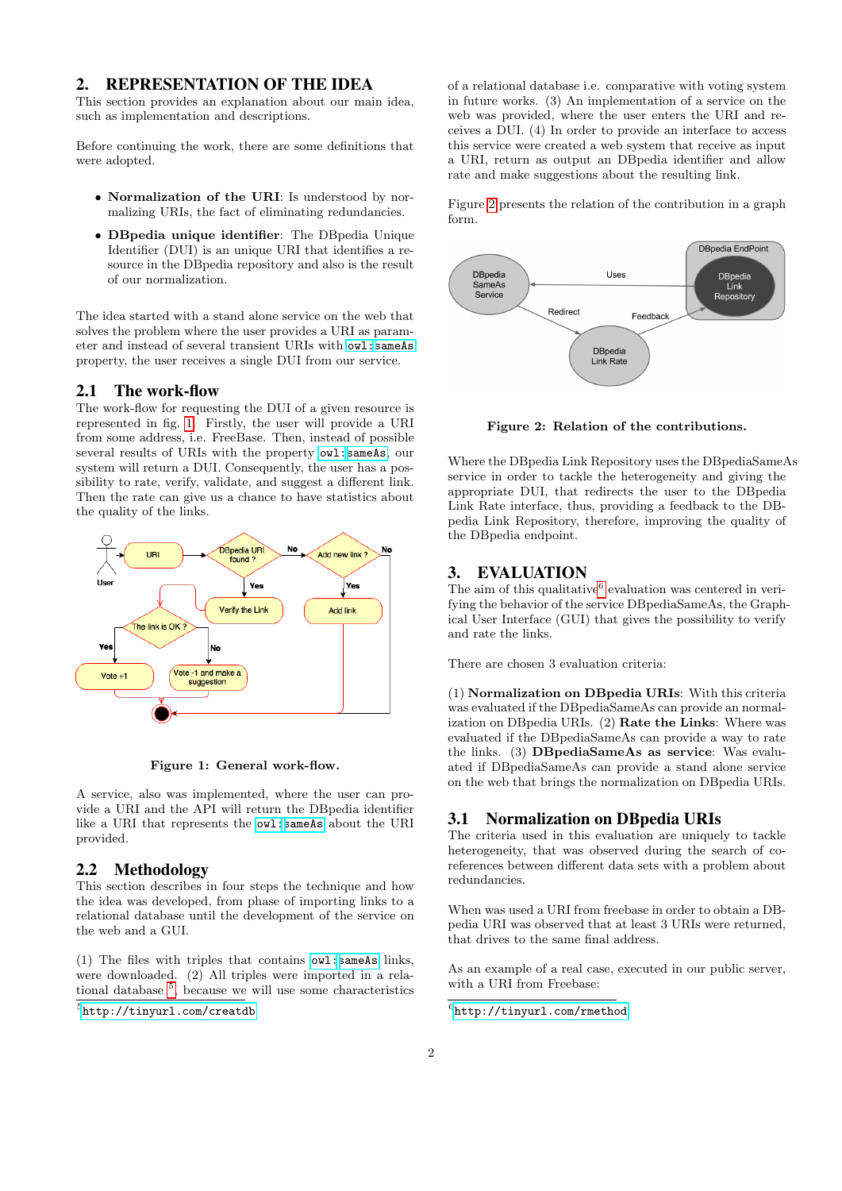## 2. REPRESENTATION OF THE IDEA

This section provides an explanation about our main idea, such as implementation and descriptions.

Before continuing the work, there are some definitions that were adopted.

- **Normalization of the URI**: Is understood by normalizing URIs, the fact of eliminating redundancies.
- **DBpedia unique identifier**: The DBpedia Unique Identifier (DUI) is an unique URI that identifies a resource in the DBpedia repository and also is the result of our normalization.

The idea started with a stand alone service on the web that solves the problem where the user provides a URI as parameter and instead of several transient URIs with `owl:sameAs` property, the user receives a single DUI from our service.

### 2.1 The work-flow

The work-flow for requesting the DUI of a given resource is represented in fig. 1. Firstly, the user will provide a URI from some address, i.e. FreeBase. Then, instead of possible several results of URIs with the property `owl:sameAs`, our system will return a DUI. Consequently, the user has a possibility to rate, verify, validate, and suggest a different link. Then the rate can give us a chance to have statistics about the quality of the links.

**Figure 1: General work-flow.**

A service, also was implemented, where the user can provide a URI and the API will return the DBpedia identifier like a URI that represents the `owl:sameAs` about the URI provided.

### 2.2 Methodology

This section describes in four steps the technique and how the idea was developed, from phase of importing links to a relational database until the development of the service on the web and a GUI.

(1) The files with triples that contains `owl:sameAs` links, were downloaded. (2) All triples were imported in a relational database [5] because we will use some characteristics of a relational database i.e. comparative with voting system in future works. (3) An implementation of a service on the web was provided, where the user enters the URI and receives a DUI. (4) In order to provide an interface to access this service were created a web system that receive as input a URI, return as output an DBpedia identifier and allow rate and make suggestions about the resulting link.

Figure 2 presents the relation of the contribution in a graph form.

**Figure 2: Relation of the contributions.**

Where the DBpedia Link Repository uses the DBpediaSameAs service in order to tackle the heterogeneity and giving the appropriate DUI, that redirects the user to the DBpedia Link Rate interface, thus, providing a feedback to the DBpedia Link Repository, therefore, improving the quality of the DBpedia endpoint.

## 3. EVALUATION

The aim of this qualitative[6] evaluation was centered in verifying the behavior of the service DBpediaSameAs, the Graphical User Interface (GUI) that gives the possibility to verify and rate the links.

There are chosen 3 evaluation criteria:

(1) **Normalization on DBpedia URIs**: With this criteria was evaluated if the DBpediaSameAs can provide an normalization on DBpedia URIs. (2) **Rate the Links**: Where was evaluated if the DBpediaSameAs can provide a way to rate the links. (3) **DBpediaSameAs as service**: Was evaluated if DBpediaSameAs can provide a stand alone service on the web that brings the normalization on DBpedia URIs.

### 3.1 Normalization on DBpedia URIs

The criteria used in this evaluation are uniquely to tackle heterogeneity, that was observed during the search of coreferences between different data sets with a problem about redundancies.

When was used a URI from freebase in order to obtain a DBpedia URI was observed that at least 3 URIs were returned, that drives to the same final address.

As an example of a real case, executed in our public server, with a URI from Freebase:

[5] http://tinyurl.com/creatdb

[6] http://tinyurl.com/rmethod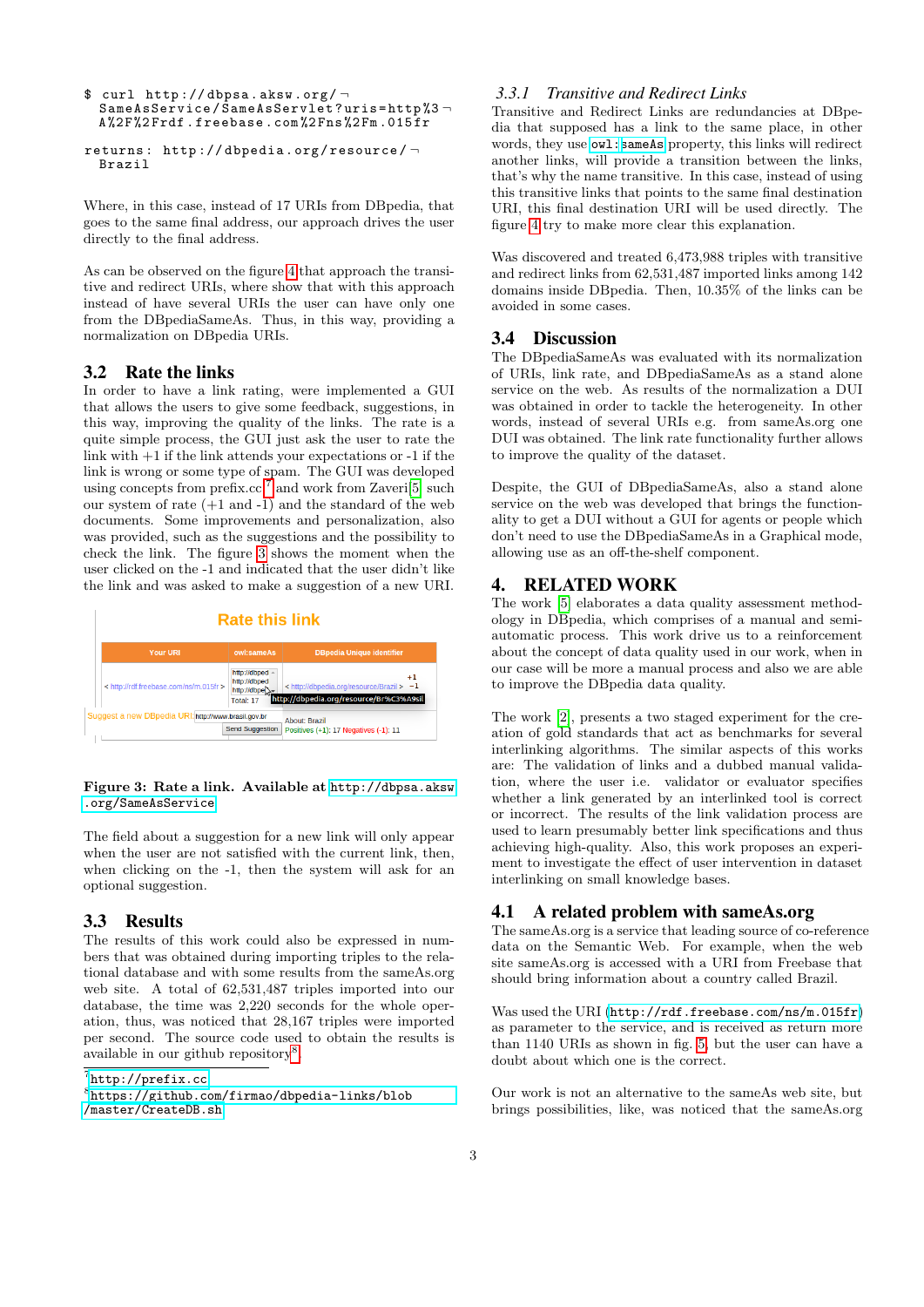```
$ curl http://dbpsa.aksw.org/¬
  SameAsService/SameAsServlet?uris=http%3¬
  A%2F%2Frdf.freebase.com%2Fns%2Fm.015fr

returns: http://dbpedia.org/resource/¬
  Brazil
```

Where, in this case, instead of 17 URIs from DBpedia, that goes to the same final address, our approach drives the user directly to the final address.

As can be observed on the figure 4 that approach the transitive and redirect URIs, where show that with this approach instead of have several URIs the user can have only one from the DBpediaSameAs. Thus, in this way, providing a normalization on DBpedia URIs.

## 3.2 Rate the links

In order to have a link rating, were implemented a GUI that allows the users to give some feedback, suggestions, in this way, improving the quality of the links. The rate is a quite simple process, the GUI just ask the user to rate the link with +1 if the link attends your expectations or -1 if the link is wrong or some type of spam. The GUI was developed using concepts from prefix.cc[7] and work from Zaveri[5] such our system of rate (+1 and -1) and the standard of the web documents. Some improvements and personalization, also was provided, such as the suggestions and the possibility to check the link. The figure 3 shows the moment when the user clicked on the -1 and indicated that the user didn't like the link and was asked to make a suggestion of a new URI.

**Figure 3: Rate a link. Available at http://dbpsa.aksw.org/SameAsService**

The field about a suggestion for a new link will only appear when the user are not satisfied with the current link, then, when clicking on the -1, then the system will ask for an optional suggestion.

## 3.3 Results

The results of this work could also be expressed in numbers that was obtained during importing triples to the relational database and with some results from the sameAs.org web site. A total of 62,531,487 triples imported into our database, the time was 2,220 seconds for the whole operation, thus, was noticed that 28,167 triples were imported per second. The source code used to obtain the results is available in our github repository[8].

[7] http://prefix.cc

[8] https://github.com/firmao/dbpedia-links/blob/master/CreateDB.sh

### 3.3.1 Transitive and Redirect Links

Transitive and Redirect Links are redundancies at DBpedia that supposed has a link to the same place, in other words, they use owl:sameAs property, this links will redirect another links, will provide a transition between the links, that's why the name transitive. In this case, instead of using this transitive links that points to the same final destination URI, this final destination URI will be used directly. The figure 4 try to make more clear this explanation.

Was discovered and treated 6,473,988 triples with transitive and redirect links from 62,531,487 imported links among 142 domains inside DBpedia. Then, 10.35% of the links can be avoided in some cases.

## 3.4 Discussion

The DBpediaSameAs was evaluated with its normalization of URIs, link rate, and DBpediaSameAs as a stand alone service on the web. As results of the normalization a DUI was obtained in order to tackle the heterogeneity. In other words, instead of several URIs e.g. from sameAs.org one DUI was obtained. The link rate functionality further allows to improve the quality of the dataset.

Despite, the GUI of DBpediaSameAs, also a stand alone service on the web was developed that brings the functionality to get a DUI without a GUI for agents or people which don't need to use the DBpediaSameAs in a Graphical mode, allowing use as an off-the-shelf component.

# 4. RELATED WORK

The work [5] elaborates a data quality assessment methodology in DBpedia, which comprises of a manual and semi-automatic process. This work drive us to a reinforcement about the concept of data quality used in our work, when in our case will be more a manual process and also we are able to improve the DBpedia data quality.

The work [2], presents a two staged experiment for the creation of gold standards that act as benchmarks for several interlinking algorithms. The similar aspects of this works are: The validation of links and a dubbed manual validation, where the user i.e. validator or evaluator specifies whether a link generated by an interlinked tool is correct or incorrect. The results of the link validation process are used to learn presumably better link specifications and thus achieving high-quality. Also, this work proposes an experiment to investigate the effect of user intervention in dataset interlinking on small knowledge bases.

## 4.1 A related problem with sameAs.org

The sameAs.org is a service that leading source of co-reference data on the Semantic Web. For example, when the web site sameAs.org is accessed with a URI from Freebase that should bring information about a country called Brazil.

Was used the URI (http://rdf.freebase.com/ns/m.015fr) as parameter to the service, and is received as return more than 1140 URIs as shown in fig. 5, but the user can have a doubt about which one is the correct.

Our work is not an alternative to the sameAs web site, but brings possibilities, like, was noticed that the sameAs.org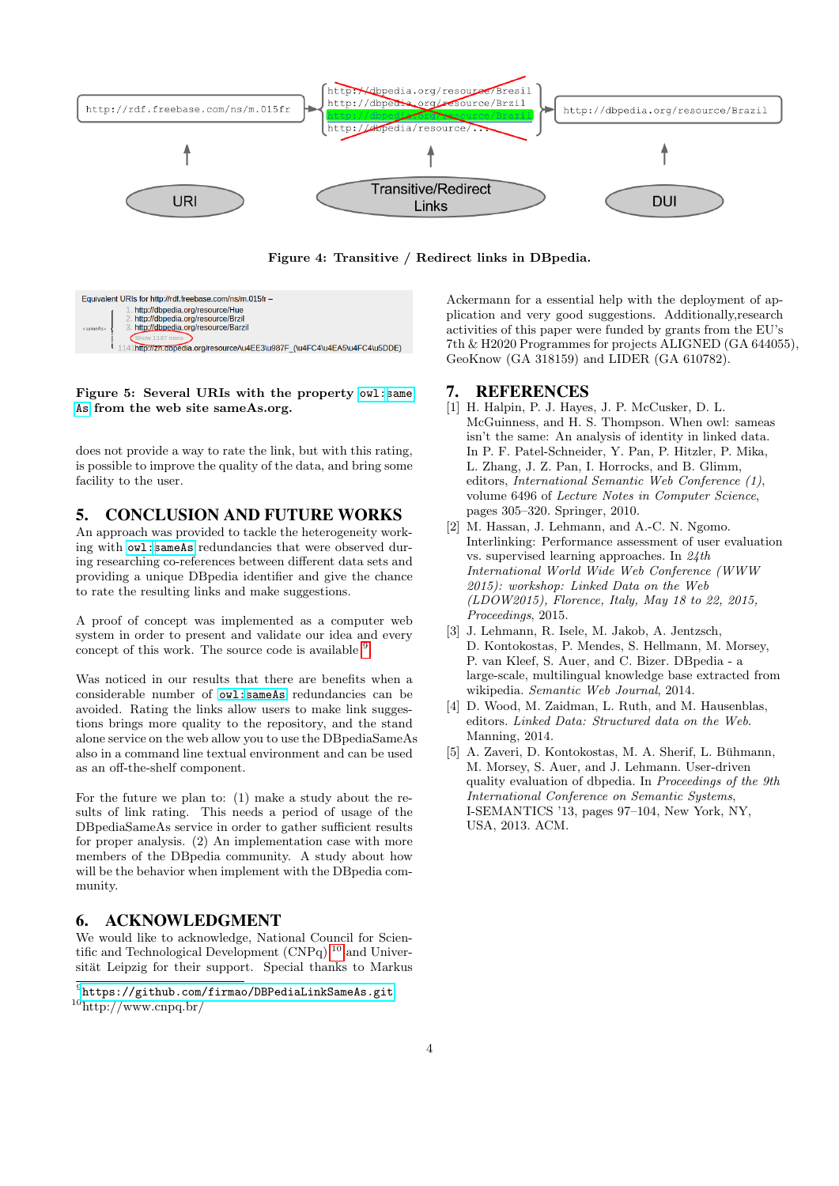http://rdf.freebase.com/ns/m.015fr

http://dbpedia.org/resource/Bresil
http://dbpedia.org/resource/Brzil
http://dbpedia.org/resource/Brazil
http://dbpedia/resource/...

http://dbpedia.org/resource/Brazil

URI

Transitive/Redirect Links

DUI

**Figure 4: Transitive / Redirect links in DBpedia.**

Equivalent URIs for http://rdf.freebase.com/ns/m.015fr –
1. http://dbpedia.org/resource/Hue
2. http://dbpedia.org/resource/Brzil
3. http://dbpedia.org/resource/Barzil
Show 1137 more
1141 http://zh.dbpedia.org/resource/\u4EE3\u987F_(\u4FC4\u4EA5\u4FC4\u5DDE)

**Figure 5: Several URIs with the property `owl:sameAs` from the web site sameAs.org.**

does not provide a way to rate the link, but with this rating, is possible to improve the quality of the data, and bring some facility to the user.

## 5. CONCLUSION AND FUTURE WORKS

An approach was provided to tackle the heterogeneity working with `owl:sameAs` redundancies that were observed during researching co-references between different data sets and providing a unique DBpedia identifier and give the chance to rate the resulting links and make suggestions.

A proof of concept was implemented as a computer web system in order to present and validate our idea and every concept of this work. The source code is available [9].

Was noticed in our results that there are benefits when a considerable number of `owl:sameAs` redundancies can be avoided. Rating the links allow users to make link suggestions brings more quality to the repository, and the stand alone service on the web allow you to use the DBpediaSameAs also in a command line textual environment and can be used as an off-the-shelf component.

For the future we plan to: (1) make a study about the results of link rating. This needs a period of usage of the DBpediaSameAs service in order to gather sufficient results for proper analysis. (2) An implementation case with more members of the DBpedia community. A study about how will be the behavior when implement with the DBpedia community.

## 6. ACKNOWLEDGMENT

We would like to acknowledge, National Council for Scientific and Technological Development (CNPq) [10] and Universität Leipzig for their support. Special thanks to Markus Ackermann for a essential help with the deployment of application and very good suggestions. Additionally,research activities of this paper were funded by grants from the EU's 7th & H2020 Programmes for projects ALIGNED (GA 644055), GeoKnow (GA 318159) and LIDER (GA 610782).

## 7. REFERENCES

[1] H. Halpin, P. J. Hayes, J. P. McCusker, D. L. McGuinness, and H. S. Thompson. When owl: sameas isn't the same: An analysis of identity in linked data. In P. F. Patel-Schneider, Y. Pan, P. Hitzler, P. Mika, L. Zhang, J. Z. Pan, I. Horrocks, and B. Glimm, editors, *International Semantic Web Conference (1)*, volume 6496 of *Lecture Notes in Computer Science*, pages 305–320. Springer, 2010.

[2] M. Hassan, J. Lehmann, and A.-C. N. Ngomo. Interlinking: Performance assessment of user evaluation vs. supervised learning approaches. In *24th International World Wide Web Conference (WWW 2015): workshop: Linked Data on the Web (LDOW2015), Florence, Italy, May 18 to 22, 2015, Proceedings*, 2015.

[3] J. Lehmann, R. Isele, M. Jakob, A. Jentzsch, D. Kontokostas, P. Mendes, S. Hellmann, M. Morsey, P. van Kleef, S. Auer, and C. Bizer. DBpedia - a large-scale, multilingual knowledge base extracted from wikipedia. *Semantic Web Journal*, 2014.

[4] D. Wood, M. Zaidman, L. Ruth, and M. Hausenblas, editors. *Linked Data: Structured data on the Web.* Manning, 2014.

[5] A. Zaveri, D. Kontokostas, M. A. Sherif, L. Bühmann, M. Morsey, S. Auer, and J. Lehmann. User-driven quality evaluation of dbpedia. In *Proceedings of the 9th International Conference on Semantic Systems*, I-SEMANTICS '13, pages 97–104, New York, NY, USA, 2013. ACM.

[9] https://github.com/firmao/DBPediaLinkSameAs.git
[10] http://www.cnpq.br/